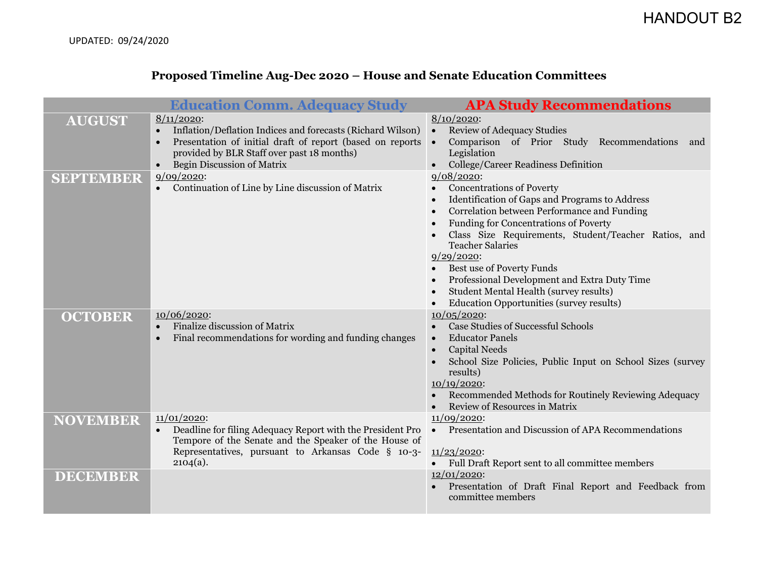HANDOUT B2

UPDATED: 09/24/2020

## Proposed Timeline Aug-Dec 2020 – House and Senate Education Committees

| | Education Comm. Adequacy Study | APA Study Recommendations |
|---|---|---|
| **AUGUST** | 8/11/2020:<br>• Inflation/Deflation Indices and forecasts (Richard Wilson)<br>• Presentation of initial draft of report (based on reports provided by BLR Staff over past 18 months)<br>• Begin Discussion of Matrix | 8/10/2020:<br>• Review of Adequacy Studies<br>• Comparison of Prior Study Recommendations and Legislation<br>• College/Career Readiness Definition |
| **SEPTEMBER** | 9/09/2020:<br>• Continuation of Line by Line discussion of Matrix | 9/08/2020:<br>• Concentrations of Poverty<br>• Identification of Gaps and Programs to Address<br>• Correlation between Performance and Funding<br>• Funding for Concentrations of Poverty<br>• Class Size Requirements, Student/Teacher Ratios, and Teacher Salaries<br>9/29/2020:<br>• Best use of Poverty Funds<br>• Professional Development and Extra Duty Time<br>• Student Mental Health (survey results)<br>• Education Opportunities (survey results) |
| **OCTOBER** | 10/06/2020:<br>• Finalize discussion of Matrix<br>• Final recommendations for wording and funding changes | 10/05/2020:<br>• Case Studies of Successful Schools<br>• Educator Panels<br>• Capital Needs<br>• School Size Policies, Public Input on School Sizes (survey results)<br>10/19/2020:<br>• Recommended Methods for Routinely Reviewing Adequacy<br>• Review of Resources in Matrix |
| **NOVEMBER** | 11/01/2020:<br>• Deadline for filing Adequacy Report with the President Pro Tempore of the Senate and the Speaker of the House of Representatives, pursuant to Arkansas Code § 10-3-2104(a). | 11/09/2020:<br>• Presentation and Discussion of APA Recommendations<br>11/23/2020:<br>• Full Draft Report sent to all committee members |
| **DECEMBER** | | 12/01/2020:<br>• Presentation of Draft Final Report and Feedback from committee members |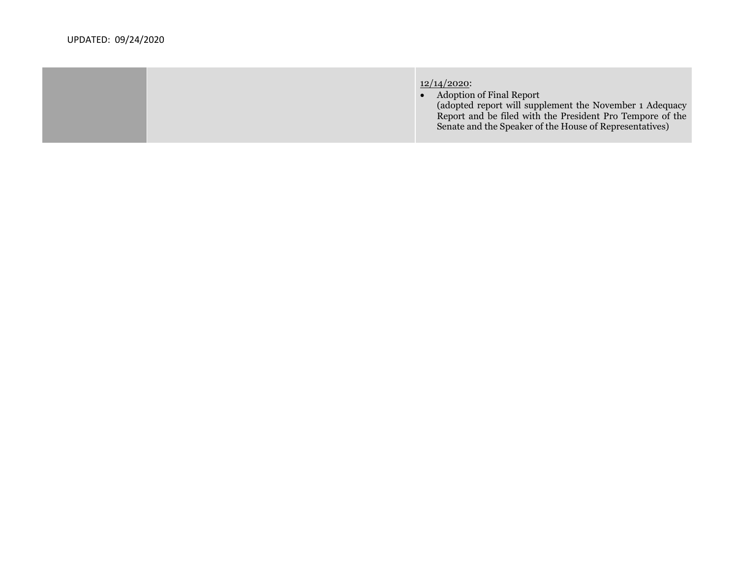UPDATED: 09/24/2020

| | | |
|---|---|---|
| | | <u>12/14/2020</u>:<br>• Adoption of Final Report<br>(adopted report will supplement the November 1 Adequacy Report and be filed with the President Pro Tempore of the Senate and the Speaker of the House of Representatives) |